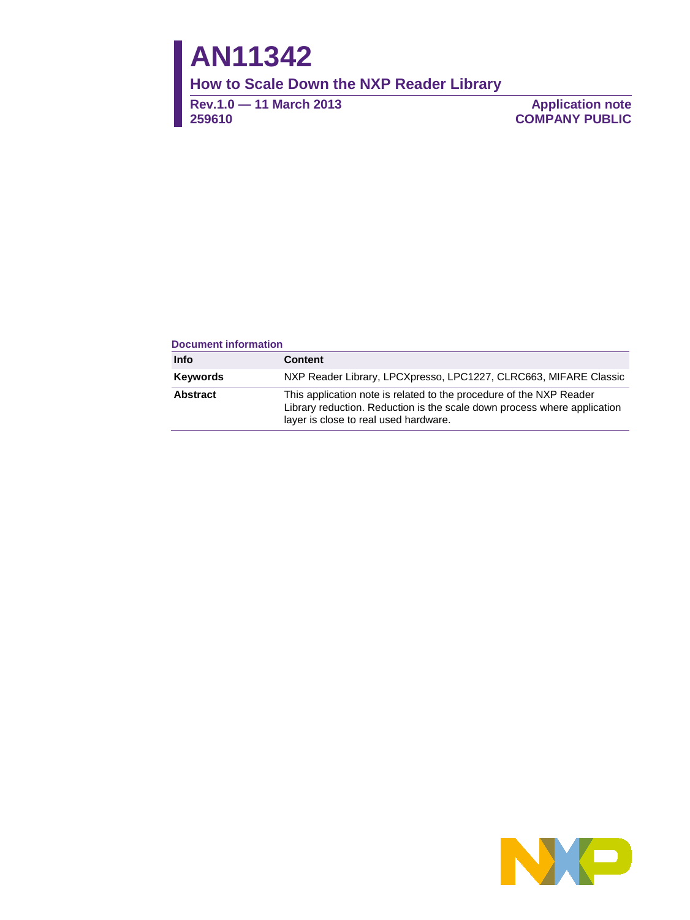# AN11342

## How to Scale Down the NXP Reader Library

**Rev.1.0 — 11 March 2013**
**259610**

**Application note**
**COMPANY PUBLIC**

**Document information**

| Info | Content |
| --- | --- |
| **Keywords** | NXP Reader Library, LPCXpresso, LPC1227, CLRC663, MIFARE Classic |
| **Abstract** | This application note is related to the procedure of the NXP Reader Library reduction. Reduction is the scale down process where application layer is close to real used hardware. |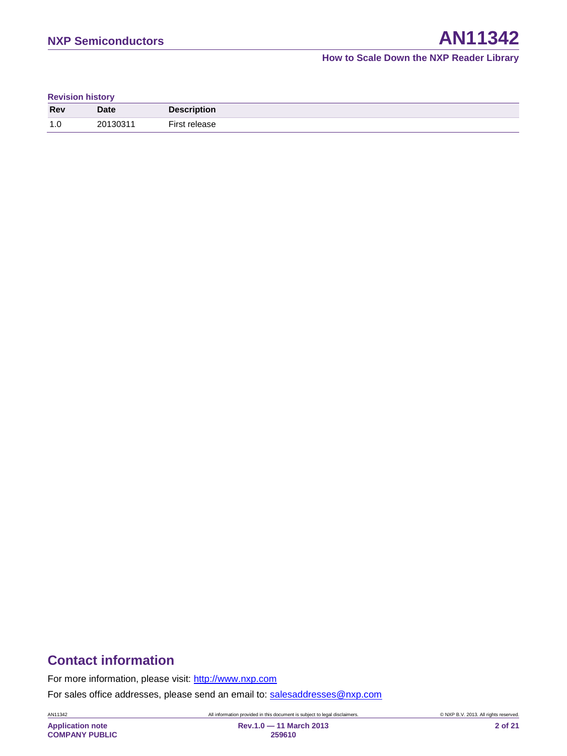**Revision history**

| Rev | Date | Description |
| --- | --- | --- |
| 1.0 | 20130311 | First release |

## Contact information

For more information, please visit: http://www.nxp.com

For sales office addresses, please send an email to: salesaddresses@nxp.com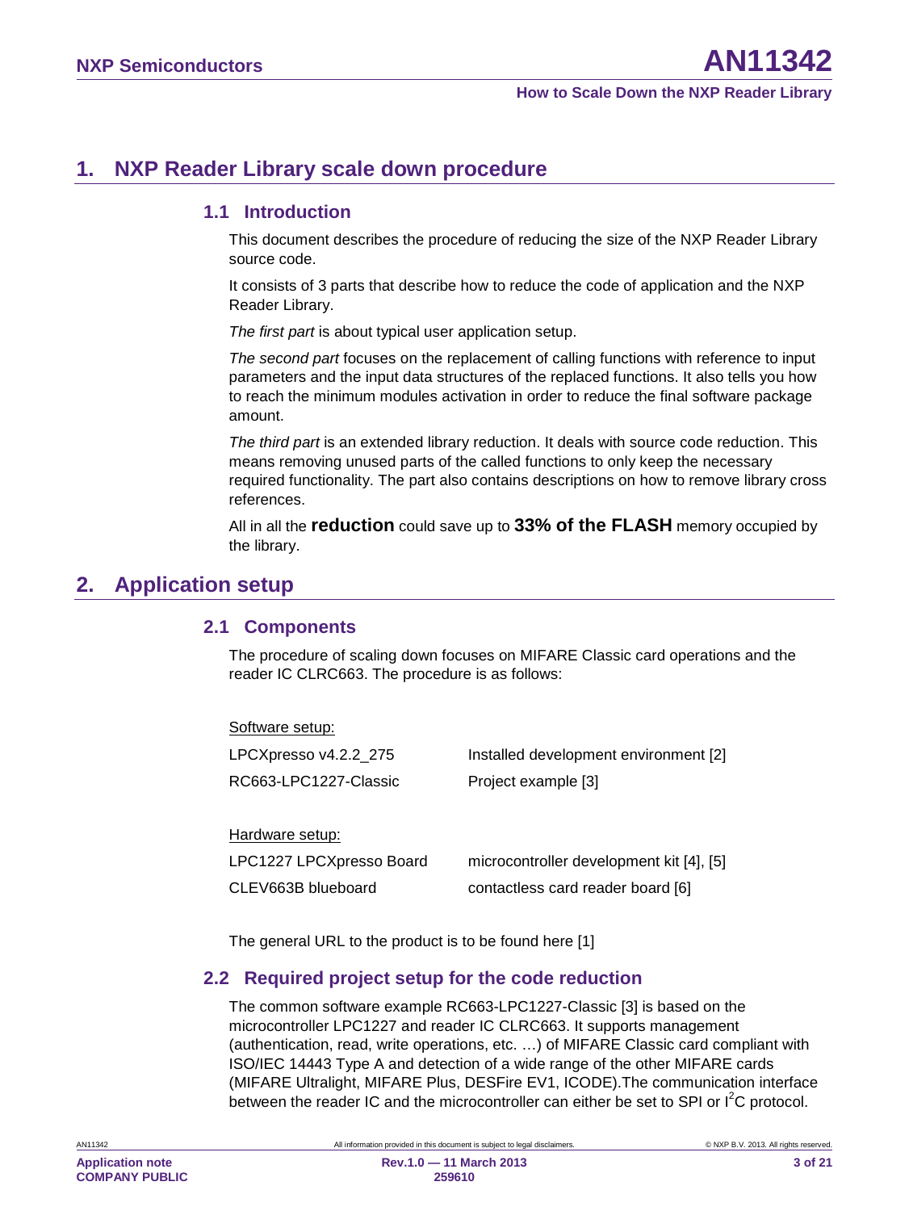# 1. NXP Reader Library scale down procedure

## 1.1 Introduction

This document describes the procedure of reducing the size of the NXP Reader Library source code.

It consists of 3 parts that describe how to reduce the code of application and the NXP Reader Library.

*The first part* is about typical user application setup.

*The second part* focuses on the replacement of calling functions with reference to input parameters and the input data structures of the replaced functions. It also tells you how to reach the minimum modules activation in order to reduce the final software package amount.

*The third part* is an extended library reduction. It deals with source code reduction. This means removing unused parts of the called functions to only keep the necessary required functionality. The part also contains descriptions on how to remove library cross references.

All in all the **reduction** could save up to **33% of the FLASH** memory occupied by the library.

# 2. Application setup

## 2.1 Components

The procedure of scaling down focuses on MIFARE Classic card operations and the reader IC CLRC663. The procedure is as follows:

<u>Software setup:</u>

| | |
|---|---|
| LPCXpresso v4.2.2_275 | Installed development environment [2] |
| RC663-LPC1227-Classic | Project example [3] |

<u>Hardware setup:</u>

| | |
|---|---|
| LPC1227 LPCXpresso Board | microcontroller development kit [4], [5] |
| CLEV663B blueboard | contactless card reader board [6] |

The general URL to the product is to be found here [1]

## 2.2 Required project setup for the code reduction

The common software example RC663-LPC1227-Classic [3] is based on the microcontroller LPC1227 and reader IC CLRC663. It supports management (authentication, read, write operations, etc. …) of MIFARE Classic card compliant with ISO/IEC 14443 Type A and detection of a wide range of the other MIFARE cards (MIFARE Ultralight, MIFARE Plus, DESFire EV1, ICODE).The communication interface between the reader IC and the microcontroller can either be set to SPI or $I^2C$ protocol.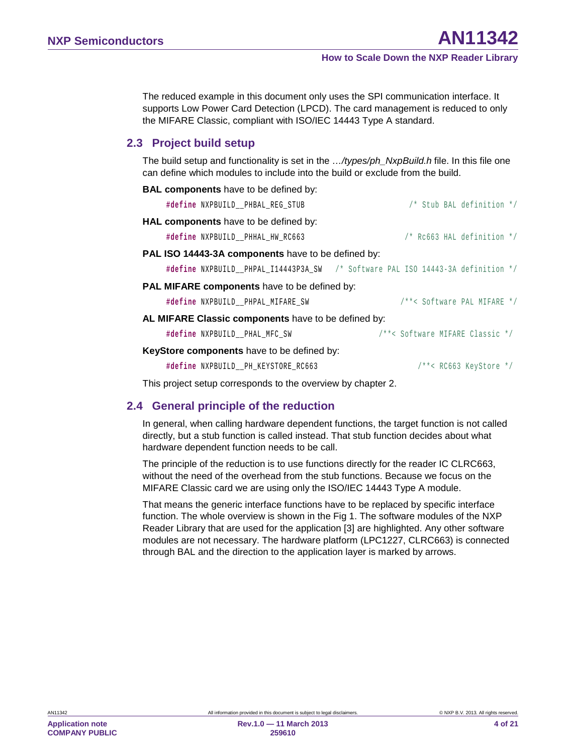The reduced example in this document only uses the SPI communication interface. It supports Low Power Card Detection (LPCD). The card management is reduced to only the MIFARE Classic, compliant with ISO/IEC 14443 Type A standard.

## 2.3 Project build setup

The build setup and functionality is set in the *…/types/ph_NxpBuild.h* file. In this file one can define which modules to include into the build or exclude from the build.

**BAL components** have to be defined by:

```
#define NXPBUILD__PHBAL_REG_STUB                    /* Stub BAL definition */
```

**HAL components** have to be defined by:

```
#define NXPBUILD__PHHAL_HW_RC663                    /* Rc663 HAL definition */
```

**PAL ISO 14443-3A components** have to be defined by:

```
#define NXPBUILD__PHPAL_I14443P3A_SW   /* Software PAL ISO 14443-3A definition */
```

**PAL MIFARE components** have to be defined by:

```
#define NXPBUILD__PHPAL_MIFARE_SW                   /**< Software PAL MIFARE */
```

**AL MIFARE Classic components** have to be defined by:

```
#define NXPBUILD__PHAL_MFC_SW                   /**< Software MIFARE Classic */
```

**KeyStore components** have to be defined by:

```
#define NXPBUILD__PH_KEYSTORE_RC663                     /**< RC663 KeyStore */
```

This project setup corresponds to the overview by chapter 2.

## 2.4 General principle of the reduction

In general, when calling hardware dependent functions, the target function is not called directly, but a stub function is called instead. That stub function decides about what hardware dependent function needs to be call.

The principle of the reduction is to use functions directly for the reader IC CLRC663, without the need of the overhead from the stub functions. Because we focus on the MIFARE Classic card we are using only the ISO/IEC 14443 Type A module.

That means the generic interface functions have to be replaced by specific interface function. The whole overview is shown in the Fig 1. The software modules of the NXP Reader Library that are used for the application [3] are highlighted. Any other software modules are not necessary. The hardware platform (LPC1227, CLRC663) is connected through BAL and the direction to the application layer is marked by arrows.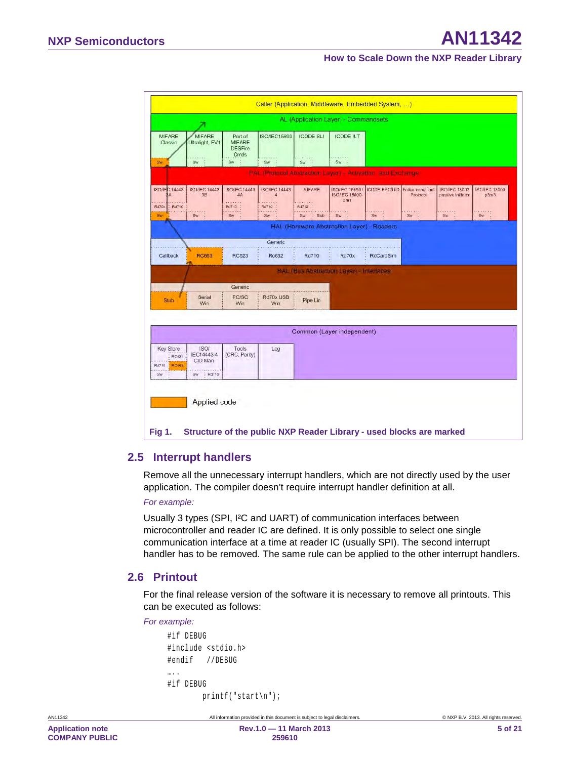Fig 1. Structure of the public NXP Reader Library - used blocks are marked

## 2.5 Interrupt handlers

Remove all the unnecessary interrupt handlers, which are not directly used by the user application. The compiler doesn't require interrupt handler definition at all.

*For example:*

Usually 3 types (SPI, I²C and UART) of communication interfaces between microcontroller and reader IC are defined. It is only possible to select one single communication interface at a time at reader IC (usually SPI). The second interrupt handler has to be removed. The same rule can be applied to the other interrupt handlers.

## 2.6 Printout

For the final release version of the software it is necessary to remove all printouts. This can be executed as follows:

*For example:*

```
#if DEBUG
#include <stdio.h>
#endif   //DEBUG
…..
#if DEBUG
        printf("start\n");
```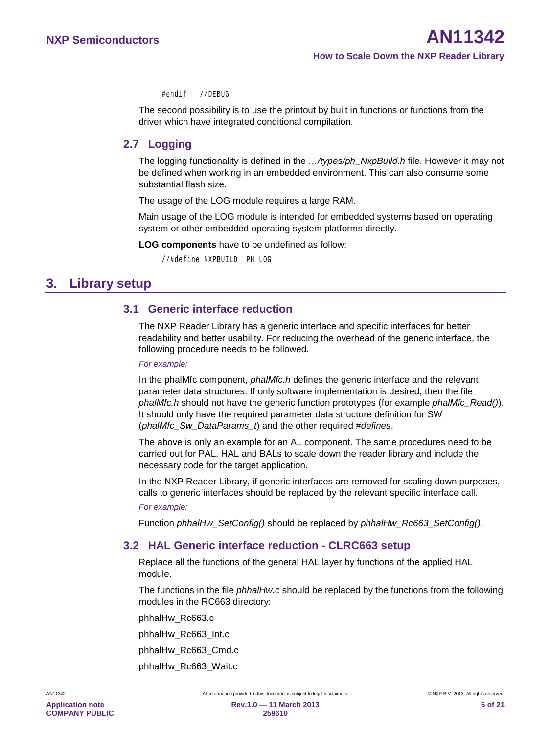```
#endif   //DEBUG
```

The second possibility is to use the printout by built in functions or functions from the driver which have integrated conditional compilation.

### 2.7 Logging

The logging functionality is defined in the *…/types/ph_NxpBuild.h* file. However it may not be defined when working in an embedded environment. This can also consume some substantial flash size.

The usage of the LOG module requires a large RAM.

Main usage of the LOG module is intended for embedded systems based on operating system or other embedded operating system platforms directly.

**LOG components** have to be undefined as follow:

```
//#define NXPBUILD__PH_LOG
```

## 3. Library setup

### 3.1 Generic interface reduction

The NXP Reader Library has a generic interface and specific interfaces for better readability and better usability. For reducing the overhead of the generic interface, the following procedure needs to be followed.

*For example:*

In the phalMfc component, *phalMfc.h* defines the generic interface and the relevant parameter data structures. If only software implementation is desired, then the file *phalMfc.h* should not have the generic function prototypes (for example *phalMfc_Read()*). It should only have the required parameter data structure definition for SW (*phalMfc_Sw_DataParams_t*) and the other required *#defines*.

The above is only an example for an AL component. The same procedures need to be carried out for PAL, HAL and BALs to scale down the reader library and include the necessary code for the target application.

In the NXP Reader Library, if generic interfaces are removed for scaling down purposes, calls to generic interfaces should be replaced by the relevant specific interface call.

*For example:*

Function *phhalHw_SetConfig()* should be replaced by *phhalHw_Rc663_SetConfig()*.

### 3.2 HAL Generic interface reduction - CLRC663 setup

Replace all the functions of the general HAL layer by functions of the applied HAL module.

The functions in the file *phhalHw.c* should be replaced by the functions from the following modules in the RC663 directory:

phhalHw_Rc663.c

phhalHw_Rc663_Int.c

phhalHw_Rc663_Cmd.c

phhalHw_Rc663_Wait.c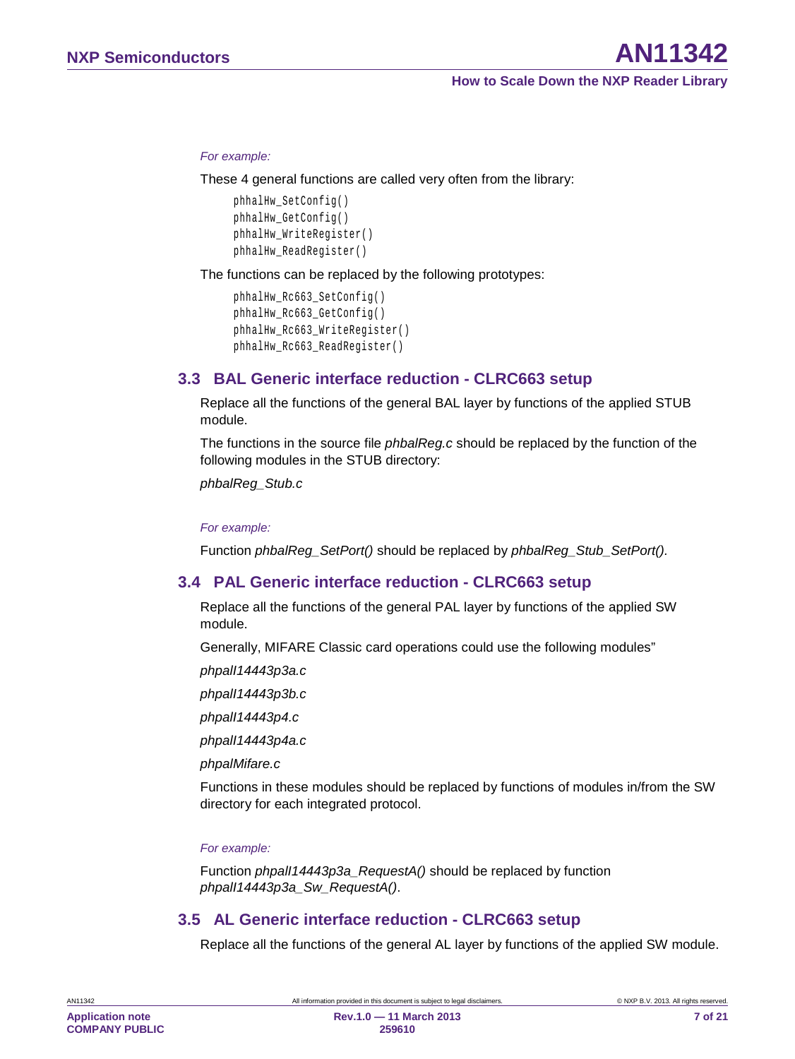*For example:*

These 4 general functions are called very often from the library:

```
phhalHw_SetConfig()
phhalHw_GetConfig()
phhalHw_WriteRegister()
phhalHw_ReadRegister()
```

The functions can be replaced by the following prototypes:

```
phhalHw_Rc663_SetConfig()
phhalHw_Rc663_GetConfig()
phhalHw_Rc663_WriteRegister()
phhalHw_Rc663_ReadRegister()
```

## 3.3 BAL Generic interface reduction - CLRC663 setup

Replace all the functions of the general BAL layer by functions of the applied STUB module.

The functions in the source file *phbalReg.c* should be replaced by the function of the following modules in the STUB directory:

*phbalReg_Stub.c*

*For example:*

Function *phbalReg_SetPort()* should be replaced by *phbalReg_Stub_SetPort()*.

## 3.4 PAL Generic interface reduction - CLRC663 setup

Replace all the functions of the general PAL layer by functions of the applied SW module.

Generally, MIFARE Classic card operations could use the following modules"

*phpalI14443p3a.c*

*phpalI14443p3b.c*

*phpalI14443p4.c*

*phpalI14443p4a.c*

*phpalMifare.c*

Functions in these modules should be replaced by functions of modules in/from the SW directory for each integrated protocol.

*For example:*

Function *phpalI14443p3a_RequestA()* should be replaced by function *phpalI14443p3a_Sw_RequestA()*.

## 3.5 AL Generic interface reduction - CLRC663 setup

Replace all the functions of the general AL layer by functions of the applied SW module.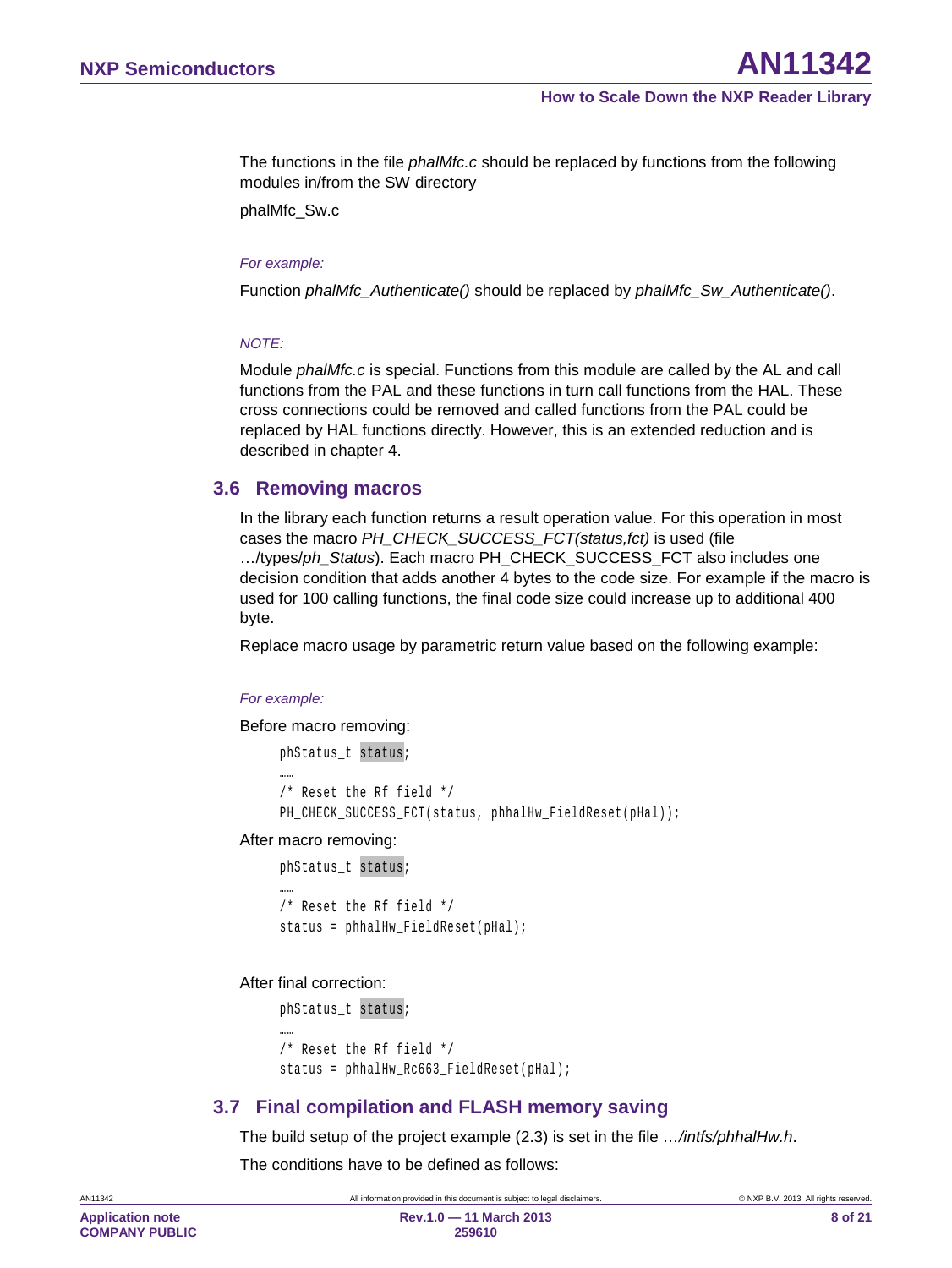The functions in the file *phalMfc.c* should be replaced by functions from the following modules in/from the SW directory

phalMfc_Sw.c

*For example:*

Function *phalMfc_Authenticate()* should be replaced by *phalMfc_Sw_Authenticate()*.

*NOTE:*

Module *phalMfc.c* is special. Functions from this module are called by the AL and call functions from the PAL and these functions in turn call functions from the HAL. These cross connections could be removed and called functions from the PAL could be replaced by HAL functions directly. However, this is an extended reduction and is described in chapter 4.

## 3.6 Removing macros

In the library each function returns a result operation value. For this operation in most cases the macro *PH_CHECK_SUCCESS_FCT(status,fct)* is used (file …/types/*ph_Status*). Each macro PH_CHECK_SUCCESS_FCT also includes one decision condition that adds another 4 bytes to the code size. For example if the macro is used for 100 calling functions, the final code size could increase up to additional 400 byte.

Replace macro usage by parametric return value based on the following example:

*For example:*

Before macro removing:

```
phStatus_t status;
……
/* Reset the Rf field */
PH_CHECK_SUCCESS_FCT(status, phhalHw_FieldReset(pHal));
```

After macro removing:

```
phStatus_t status;
……
/* Reset the Rf field */
status = phhalHw_FieldReset(pHal);
```

After final correction:

```
phStatus_t status;
……
/* Reset the Rf field */
status = phhalHw_Rc663_FieldReset(pHal);
```

## 3.7 Final compilation and FLASH memory saving

The build setup of the project example (2.3) is set in the file *…/intfs/phhalHw.h*.

The conditions have to be defined as follows: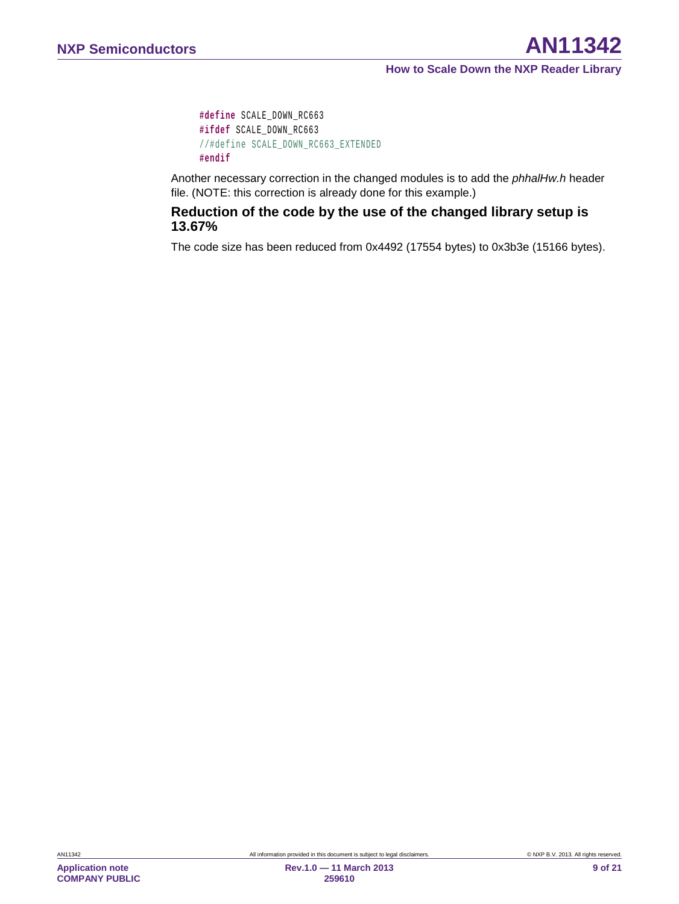```
#define SCALE_DOWN_RC663
#ifdef SCALE_DOWN_RC663
//#define SCALE_DOWN_RC663_EXTENDED
#endif
```

Another necessary correction in the changed modules is to add the *phhalHw.h* header file. (NOTE: this correction is already done for this example.)

### Reduction of the code by the use of the changed library setup is 13.67%

The code size has been reduced from 0x4492 (17554 bytes) to 0x3b3e (15166 bytes).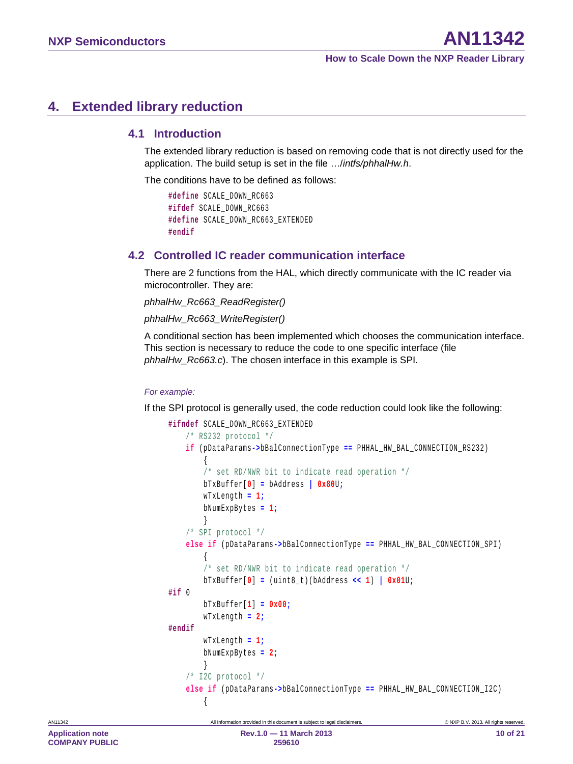# 4. Extended library reduction

## 4.1 Introduction

The extended library reduction is based on removing code that is not directly used for the application. The build setup is set in the file …/*intfs/phhalHw.h*.

The conditions have to be defined as follows:

```
#define SCALE_DOWN_RC663
#ifdef SCALE_DOWN_RC663
#define SCALE_DOWN_RC663_EXTENDED
#endif
```

## 4.2 Controlled IC reader communication interface

There are 2 functions from the HAL, which directly communicate with the IC reader via microcontroller. They are:

*phhalHw_Rc663_ReadRegister()*

*phhalHw_Rc663_WriteRegister()*

A conditional section has been implemented which chooses the communication interface. This section is necessary to reduce the code to one specific interface (file *phhalHw_Rc663.c*). The chosen interface in this example is SPI.

*For example:*

If the SPI protocol is generally used, the code reduction could look like the following:

```
#ifndef SCALE_DOWN_RC663_EXTENDED
    /* RS232 protocol */
    if (pDataParams->bBalConnectionType == PHHAL_HW_BAL_CONNECTION_RS232)
        {
        /* set RD/NWR bit to indicate read operation */
        bTxBuffer[0] = bAddress | 0x80U;
        wTxLength = 1;
        bNumExpBytes = 1;
        }
    /* SPI protocol */
    else if (pDataParams->bBalConnectionType == PHHAL_HW_BAL_CONNECTION_SPI)
        {
        /* set RD/NWR bit to indicate read operation */
        bTxBuffer[0] = (uint8_t)(bAddress << 1) | 0x01U;
#if 0
        bTxBuffer[1] = 0x00;
        wTxLength = 2;
#endif
        wTxLength = 1;
        bNumExpBytes = 2;
        }
    /* I2C protocol */
    else if (pDataParams->bBalConnectionType == PHHAL_HW_BAL_CONNECTION_I2C)
        {
```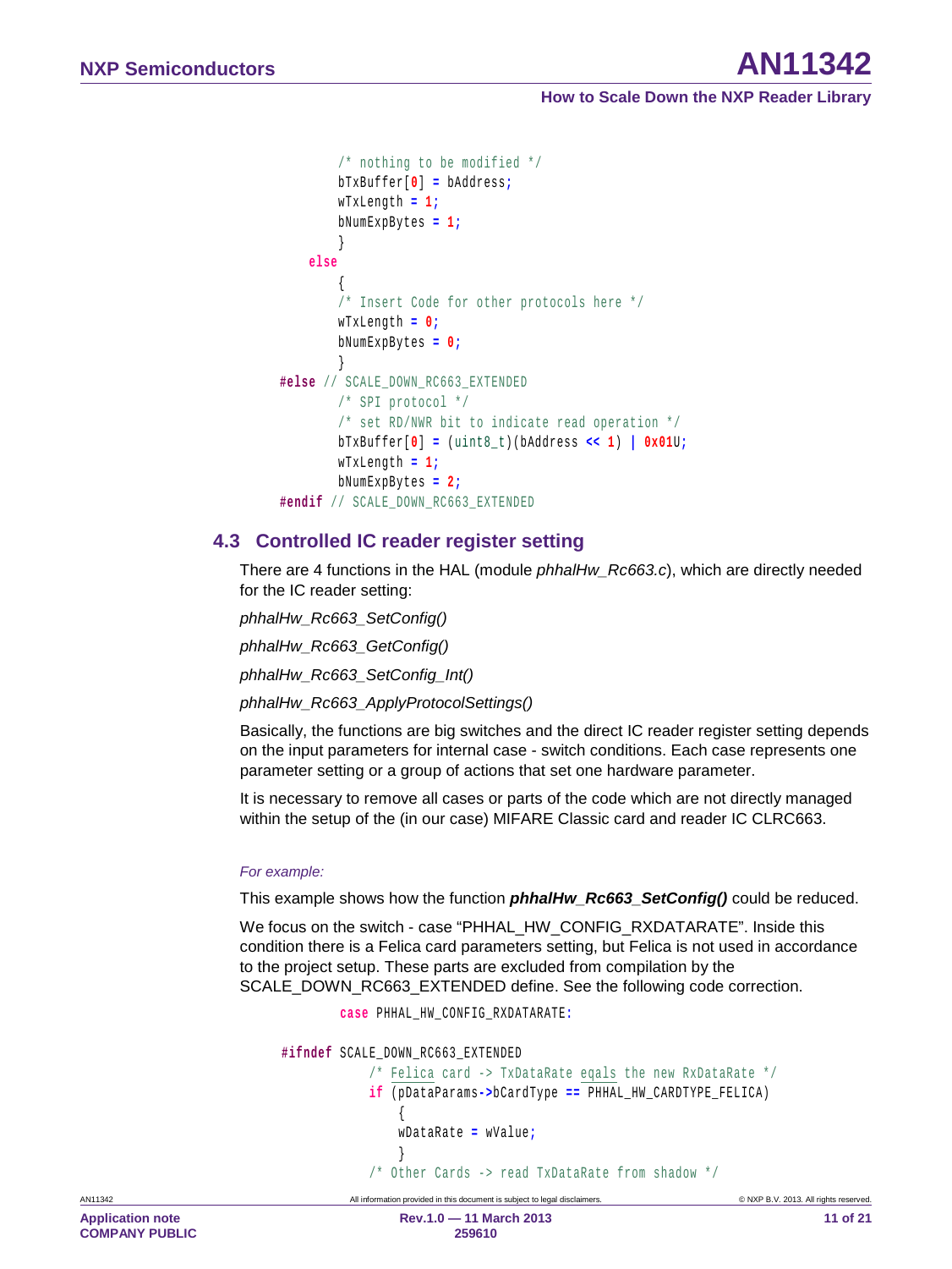```
        /* nothing to be modified */
        bTxBuffer[0] = bAddress;
        wTxLength = 1;
        bNumExpBytes = 1;
        }
    else
        {
        /* Insert Code for other protocols here */
        wTxLength = 0;
        bNumExpBytes = 0;
        }
#else // SCALE_DOWN_RC663_EXTENDED
        /* SPI protocol */
        /* set RD/NWR bit to indicate read operation */
        bTxBuffer[0] = (uint8_t)(bAddress << 1) | 0x01U;
        wTxLength = 1;
        bNumExpBytes = 2;
#endif // SCALE_DOWN_RC663_EXTENDED
```

## 4.3 Controlled IC reader register setting

There are 4 functions in the HAL (module *phhalHw_Rc663.c*), which are directly needed for the IC reader setting:

*phhalHw_Rc663_SetConfig()*

*phhalHw_Rc663_GetConfig()*

*phhalHw_Rc663_SetConfig_Int()*

*phhalHw_Rc663_ApplyProtocolSettings()*

Basically, the functions are big switches and the direct IC reader register setting depends on the input parameters for internal case - switch conditions. Each case represents one parameter setting or a group of actions that set one hardware parameter.

It is necessary to remove all cases or parts of the code which are not directly managed within the setup of the (in our case) MIFARE Classic card and reader IC CLRC663.

*For example:*

This example shows how the function ***phhalHw_Rc663_SetConfig()*** could be reduced.

We focus on the switch - case "PHHAL_HW_CONFIG_RXDATARATE". Inside this condition there is a Felica card parameters setting, but Felica is not used in accordance to the project setup. These parts are excluded from compilation by the SCALE_DOWN_RC663_EXTENDED define. See the following code correction.

```
        case PHHAL_HW_CONFIG_RXDATARATE:

#ifndef SCALE_DOWN_RC663_EXTENDED
            /* Felica card -> TxDataRate eqals the new RxDataRate */
            if (pDataParams->bCardType == PHHAL_HW_CARDTYPE_FELICA)
                {
                wDataRate = wValue;
                }
            /* Other Cards -> read TxDataRate from shadow */
```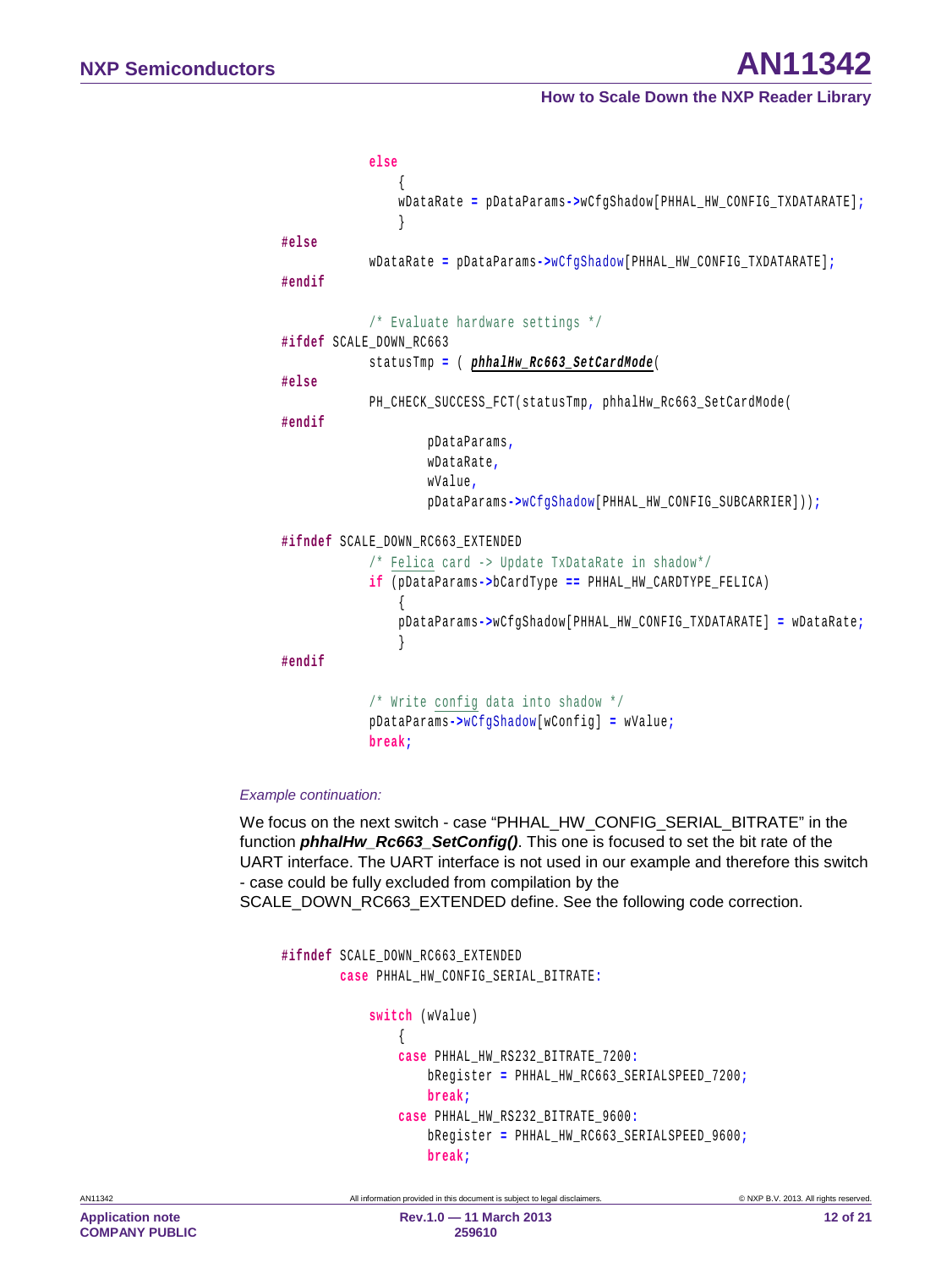```
            else
                {
                wDataRate = pDataParams->wCfgShadow[PHHAL_HW_CONFIG_TXDATARATE];
                }
#else
            wDataRate = pDataParams->wCfgShadow[PHHAL_HW_CONFIG_TXDATARATE];
#endif

            /* Evaluate hardware settings */
#ifdef SCALE_DOWN_RC663
            statusTmp = ( phhalHw_Rc663_SetCardMode(
#else
            PH_CHECK_SUCCESS_FCT(statusTmp, phhalHw_Rc663_SetCardMode(
#endif
                    pDataParams,
                    wDataRate,
                    wValue,
                    pDataParams->wCfgShadow[PHHAL_HW_CONFIG_SUBCARRIER]));

#ifndef SCALE_DOWN_RC663_EXTENDED
            /* Felica card -> Update TxDataRate in shadow*/
            if (pDataParams->bCardType == PHHAL_HW_CARDTYPE_FELICA)
                {
                pDataParams->wCfgShadow[PHHAL_HW_CONFIG_TXDATARATE] = wDataRate;
                }
#endif

            /* Write config data into shadow */
            pDataParams->wCfgShadow[wConfig] = wValue;
            break;
```

*Example continuation:*

We focus on the next switch - case "PHHAL_HW_CONFIG_SERIAL_BITRATE" in the function ***phhalHw_Rc663_SetConfig()***. This one is focused to set the bit rate of the UART interface. The UART interface is not used in our example and therefore this switch - case could be fully excluded from compilation by the SCALE_DOWN_RC663_EXTENDED define. See the following code correction.

```
#ifndef SCALE_DOWN_RC663_EXTENDED
        case PHHAL_HW_CONFIG_SERIAL_BITRATE:

            switch (wValue)
                {
                case PHHAL_HW_RS232_BITRATE_7200:
                    bRegister = PHHAL_HW_RC663_SERIALSPEED_7200;
                    break;
                case PHHAL_HW_RS232_BITRATE_9600:
                    bRegister = PHHAL_HW_RC663_SERIALSPEED_9600;
                    break;
```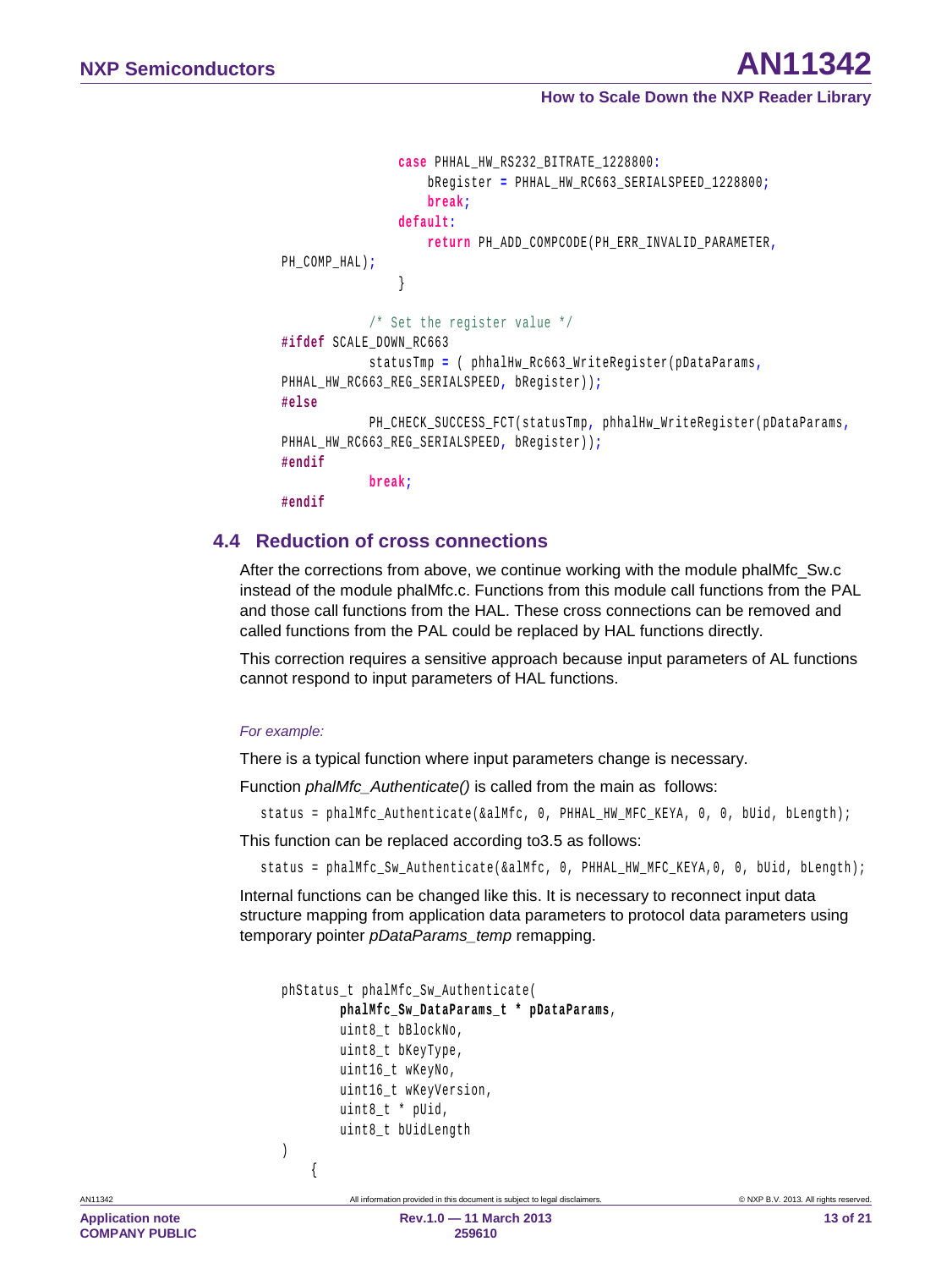```
                case PHHAL_HW_RS232_BITRATE_1228800:
                    bRegister = PHHAL_HW_RC663_SERIALSPEED_1228800;
                    break;
                default:
                    return PH_ADD_COMPCODE(PH_ERR_INVALID_PARAMETER,
PH_COMP_HAL);
                }

            /* Set the register value */
#ifdef SCALE_DOWN_RC663
            statusTmp = ( phhalHw_Rc663_WriteRegister(pDataParams,
PHHAL_HW_RC663_REG_SERIALSPEED, bRegister));
#else
            PH_CHECK_SUCCESS_FCT(statusTmp, phhalHw_WriteRegister(pDataParams,
PHHAL_HW_RC663_REG_SERIALSPEED, bRegister));
#endif
            break;
#endif
```

## 4.4 Reduction of cross connections

After the corrections from above, we continue working with the module phalMfc_Sw.c instead of the module phalMfc.c. Functions from this module call functions from the PAL and those call functions from the HAL. These cross connections can be removed and called functions from the PAL could be replaced by HAL functions directly.

This correction requires a sensitive approach because input parameters of AL functions cannot respond to input parameters of HAL functions.

*For example:*

There is a typical function where input parameters change is necessary.

Function *phalMfc_Authenticate()* is called from the main as follows:

```
status = phalMfc_Authenticate(&alMfc, 0, PHHAL_HW_MFC_KEYA, 0, 0, bUid, bLength);
```

This function can be replaced according to3.5 as follows:

```
status = phalMfc_Sw_Authenticate(&alMfc, 0, PHHAL_HW_MFC_KEYA,0, 0, bUid, bLength);
```

Internal functions can be changed like this. It is necessary to reconnect input data structure mapping from application data parameters to protocol data parameters using temporary pointer *pDataParams_temp* remapping.

```
phStatus_t phalMfc_Sw_Authenticate(
        phalMfc_Sw_DataParams_t * pDataParams,
        uint8_t bBlockNo,
        uint8_t bKeyType,
        uint16_t wKeyNo,
        uint16_t wKeyVersion,
        uint8_t * pUid,
        uint8_t bUidLength
)
    {
```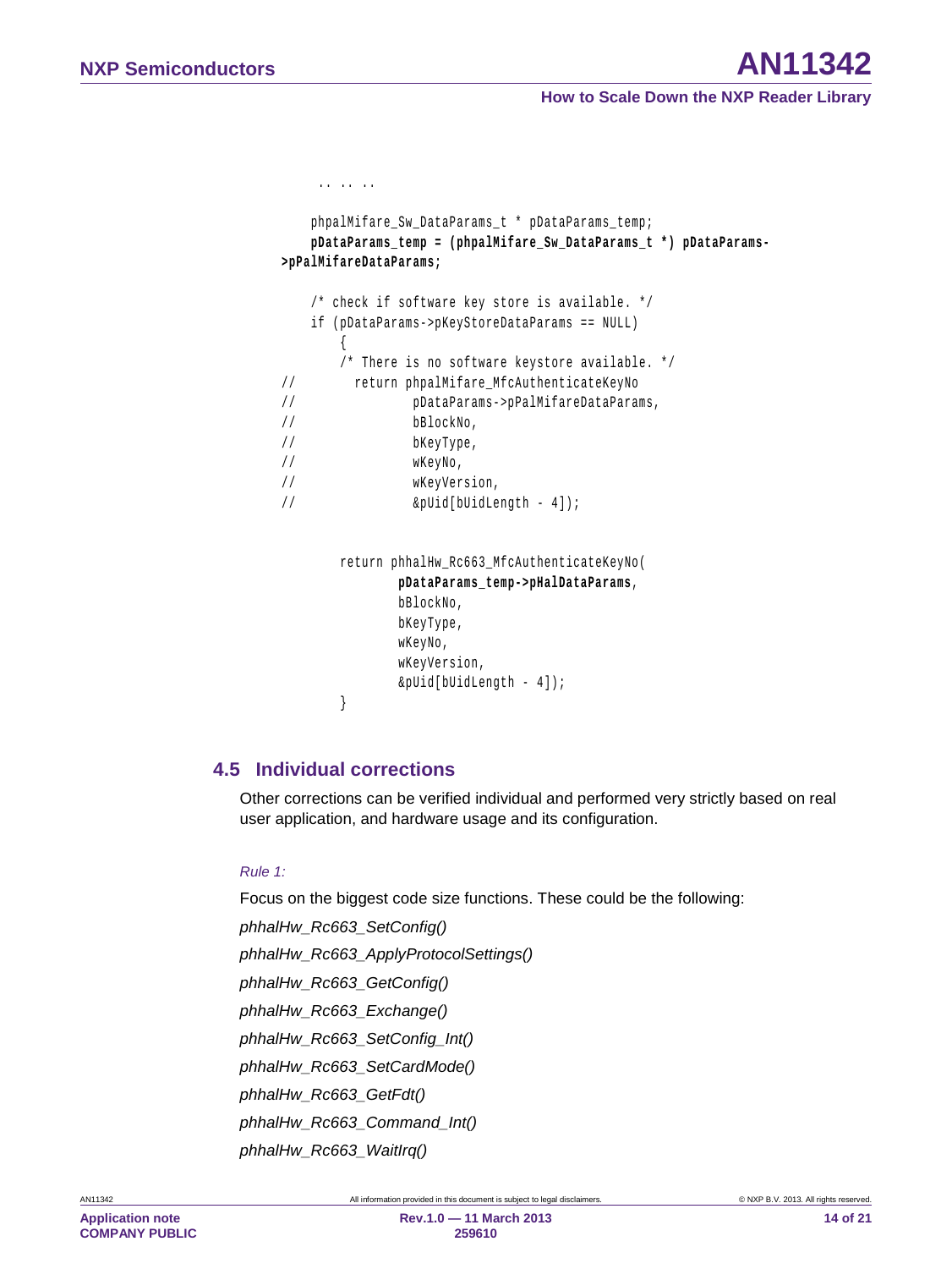```
    .. .. ..

    phpalMifare_Sw_DataParams_t * pDataParams_temp;
    pDataParams_temp = (phpalMifare_Sw_DataParams_t *) pDataParams->pPalMifareDataParams;

    /* check if software key store is available. */
    if (pDataParams->pKeyStoreDataParams == NULL)
        {
        /* There is no software keystore available. */
//        return phpalMifare_MfcAuthenticateKeyNo
//                pDataParams->pPalMifareDataParams,
//                bBlockNo,
//                bKeyType,
//                wKeyNo,
//                wKeyVersion,
//                &pUid[bUidLength - 4]);


        return phhalHw_Rc663_MfcAuthenticateKeyNo(
                pDataParams_temp->pHalDataParams,
                bBlockNo,
                bKeyType,
                wKeyNo,
                wKeyVersion,
                &pUid[bUidLength - 4]);
        }
```

## 4.5 Individual corrections

Other corrections can be verified individual and performed very strictly based on real user application, and hardware usage and its configuration.

*Rule 1:*

Focus on the biggest code size functions. These could be the following:

*phhalHw_Rc663_SetConfig()*

*phhalHw_Rc663_ApplyProtocolSettings()*

*phhalHw_Rc663_GetConfig()*

*phhalHw_Rc663_Exchange()*

*phhalHw_Rc663_SetConfig_Int()*

*phhalHw_Rc663_SetCardMode()*

*phhalHw_Rc663_GetFdt()*

*phhalHw_Rc663_Command_Int()*

*phhalHw_Rc663_WaitIrq()*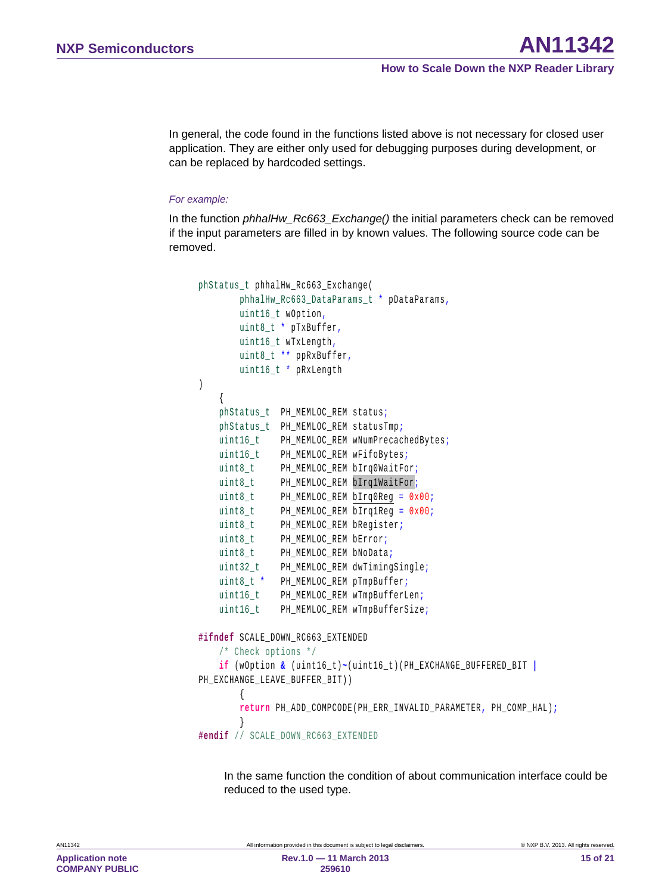In general, the code found in the functions listed above is not necessary for closed user application. They are either only used for debugging purposes during development, or can be replaced by hardcoded settings.

*For example:*

In the function *phhalHw_Rc663_Exchange()* the initial parameters check can be removed if the input parameters are filled in by known values. The following source code can be removed.

```
phStatus_t phhalHw_Rc663_Exchange(
        phhalHw_Rc663_DataParams_t * pDataParams,
        uint16_t wOption,
        uint8_t * pTxBuffer,
        uint16_t wTxLength,
        uint8_t ** ppRxBuffer,
        uint16_t * pRxLength
)
    {
    phStatus_t  PH_MEMLOC_REM status;
    phStatus_t  PH_MEMLOC_REM statusTmp;
    uint16_t    PH_MEMLOC_REM wNumPrecachedBytes;
    uint16_t    PH_MEMLOC_REM wFifoBytes;
    uint8_t     PH_MEMLOC_REM bIrq0WaitFor;
    uint8_t     PH_MEMLOC_REM bIrq1WaitFor;
    uint8_t     PH_MEMLOC_REM bIrq0Reg = 0x00;
    uint8_t     PH_MEMLOC_REM bIrq1Reg = 0x00;
    uint8_t     PH_MEMLOC_REM bRegister;
    uint8_t     PH_MEMLOC_REM bError;
    uint8_t     PH_MEMLOC_REM bNoData;
    uint32_t    PH_MEMLOC_REM dwTimingSingle;
    uint8_t *   PH_MEMLOC_REM pTmpBuffer;
    uint16_t    PH_MEMLOC_REM wTmpBufferLen;
    uint16_t    PH_MEMLOC_REM wTmpBufferSize;

#ifndef SCALE_DOWN_RC663_EXTENDED
    /* Check options */
    if (wOption & (uint16_t)~(uint16_t)(PH_EXCHANGE_BUFFERED_BIT |
PH_EXCHANGE_LEAVE_BUFFER_BIT))
        {
        return PH_ADD_COMPCODE(PH_ERR_INVALID_PARAMETER, PH_COMP_HAL);
        }
#endif // SCALE_DOWN_RC663_EXTENDED
```

In the same function the condition of about communication interface could be reduced to the used type.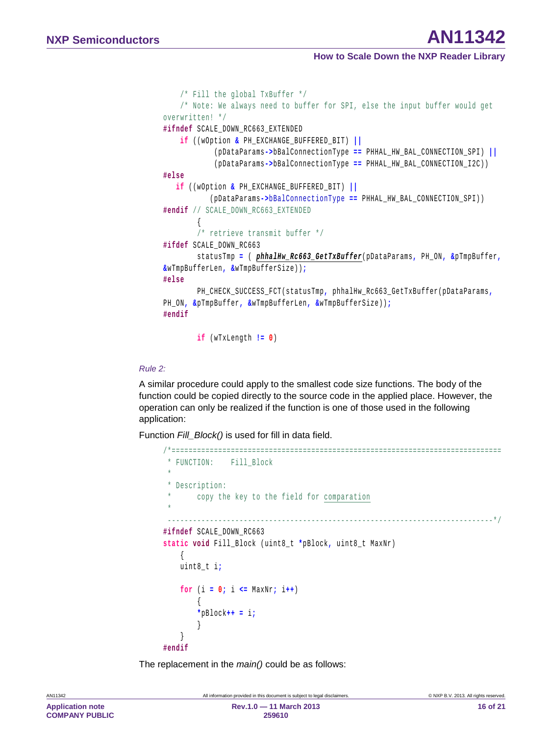```
    /* Fill the global TxBuffer */
    /* Note: We always need to buffer for SPI, else the input buffer would get
overwritten! */
#ifndef SCALE_DOWN_RC663_EXTENDED
    if ((wOption & PH_EXCHANGE_BUFFERED_BIT) ||
            (pDataParams->bBalConnectionType == PHHAL_HW_BAL_CONNECTION_SPI) ||
            (pDataParams->bBalConnectionType == PHHAL_HW_BAL_CONNECTION_I2C))
#else
   if ((wOption & PH_EXCHANGE_BUFFERED_BIT) ||
           (pDataParams->bBalConnectionType == PHHAL_HW_BAL_CONNECTION_SPI))
#endif // SCALE_DOWN_RC663_EXTENDED
        {
        /* retrieve transmit buffer */
#ifdef SCALE_DOWN_RC663
        statusTmp = ( phhalHw_Rc663_GetTxBuffer(pDataParams, PH_ON, &pTmpBuffer,
&wTmpBufferLen, &wTmpBufferSize));
#else
        PH_CHECK_SUCCESS_FCT(statusTmp, phhalHw_Rc663_GetTxBuffer(pDataParams,
PH_ON, &pTmpBuffer, &wTmpBufferLen, &wTmpBufferSize));
#endif

        if (wTxLength != 0)
```

*Rule 2:*

A similar procedure could apply to the smallest code size functions. The body of the function could be copied directly to the source code in the applied place. However, the operation can only be realized if the function is one of those used in the following application:

Function *Fill_Block()* is used for fill in data field.

```
/*==========================================================================
 * FUNCTION:    Fill_Block
 *
 * Description:
 *      copy the key to the field for comparation
 *
 ---------------------------------------------------------------------------*/
#ifndef SCALE_DOWN_RC663
static void Fill_Block (uint8_t *pBlock, uint8_t MaxNr)
    {
    uint8_t i;

    for (i = 0; i <= MaxNr; i++)
        {
        *pBlock++ = i;
        }
    }
#endif
```

The replacement in the *main()* could be as follows: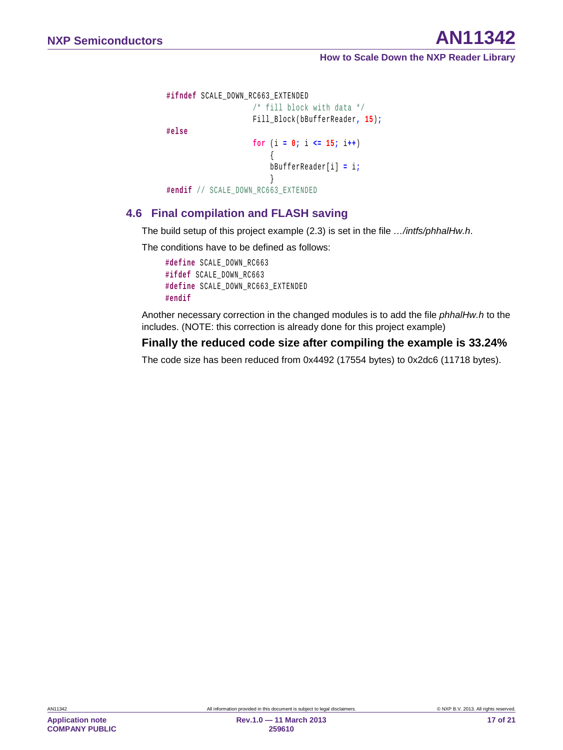```c
#ifndef SCALE_DOWN_RC663_EXTENDED
                    /* fill block with data */
                    Fill_Block(bBufferReader, 15);
#else
                    for (i = 0; i <= 15; i++)
                        {
                        bBufferReader[i] = i;
                        }
#endif // SCALE_DOWN_RC663_EXTENDED
```

## 4.6 Final compilation and FLASH saving

The build setup of this project example (2.3) is set in the file *…/intfs/phhalHw.h*.

The conditions have to be defined as follows:

```c
#define SCALE_DOWN_RC663
#ifdef SCALE_DOWN_RC663
#define SCALE_DOWN_RC663_EXTENDED
#endif
```

Another necessary correction in the changed modules is to add the file *phhalHw.h* to the includes. (NOTE: this correction is already done for this project example)

### Finally the reduced code size after compiling the example is 33.24%

The code size has been reduced from 0x4492 (17554 bytes) to 0x2dc6 (11718 bytes).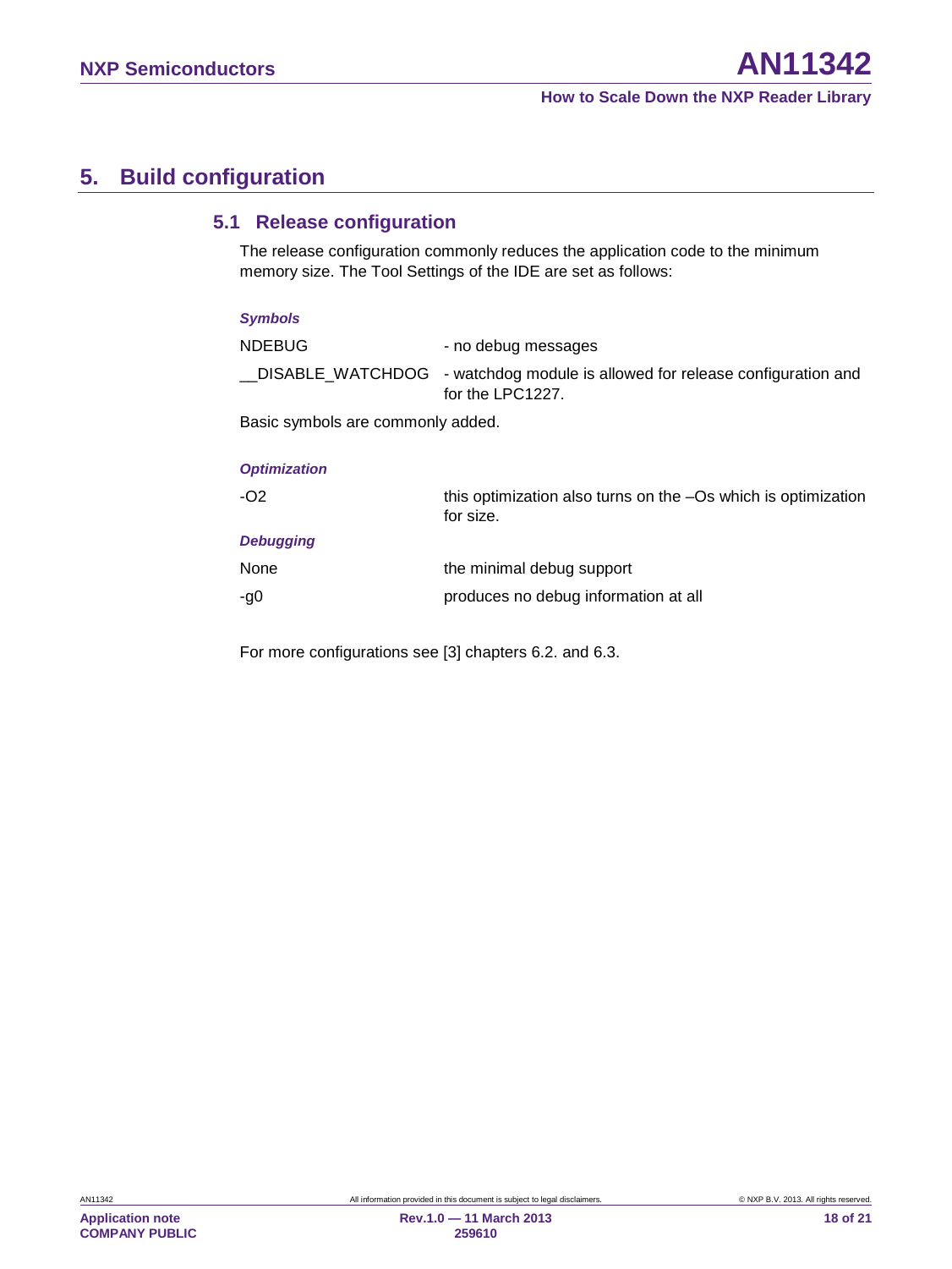# 5. Build configuration

## 5.1 Release configuration

The release configuration commonly reduces the application code to the minimum memory size. The Tool Settings of the IDE are set as follows:

***Symbols***

| | |
|---|---|
| NDEBUG | - no debug messages |
| __DISABLE_WATCHDOG | - watchdog module is allowed for release configuration and for the LPC1227. |

Basic symbols are commonly added.

***Optimization***

| | |
|---|---|
| -O2 | this optimization also turns on the –Os which is optimization for size. |

***Debugging***

| | |
|---|---|
| None | the minimal debug support |
| -g0 | produces no debug information at all |

For more configurations see [3] chapters 6.2. and 6.3.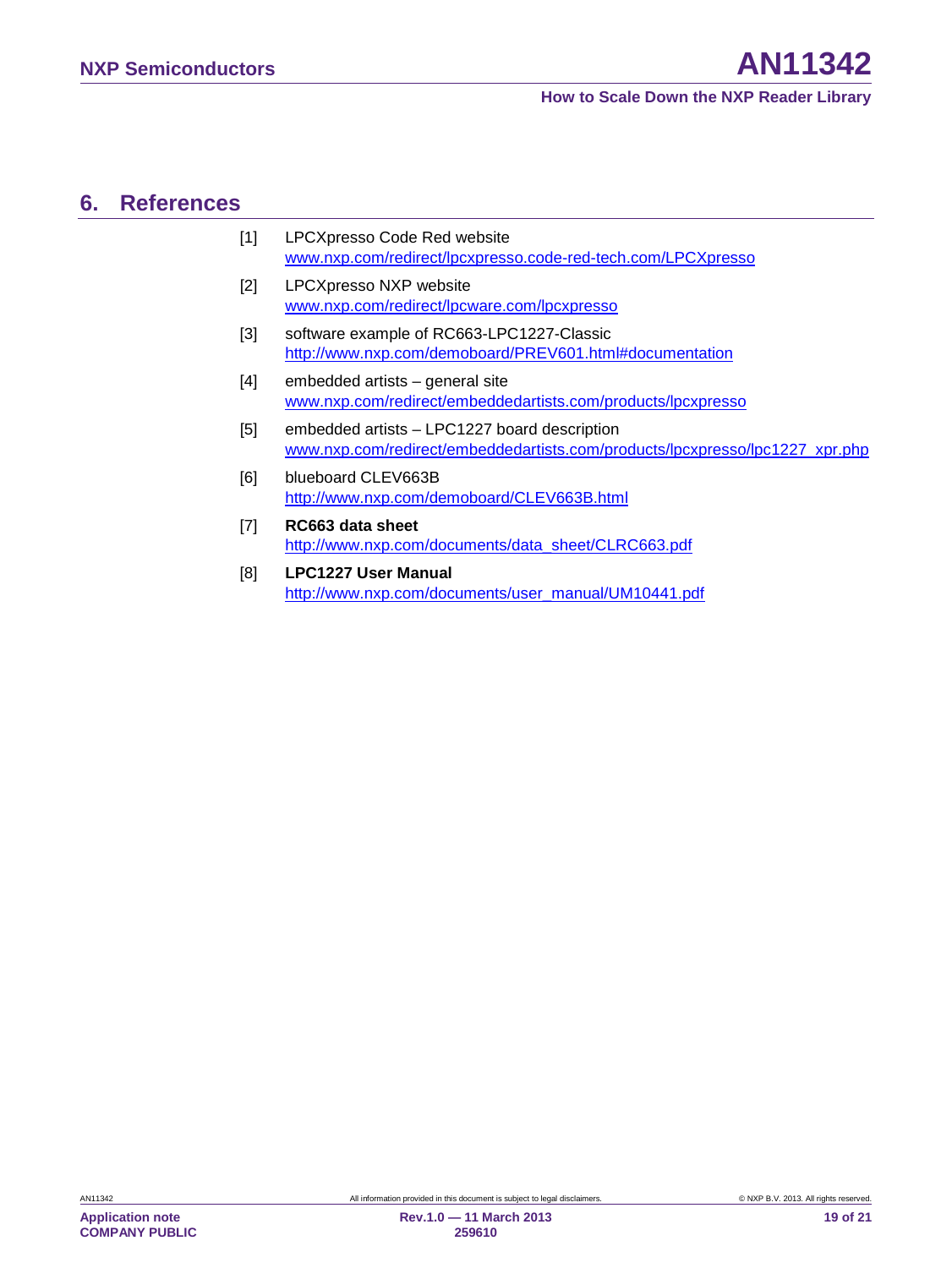## 6. References

[1] LPCXpresso Code Red website
www.nxp.com/redirect/lpcxpresso.code-red-tech.com/LPCXpresso

[2] LPCXpresso NXP website
www.nxp.com/redirect/lpcware.com/lpcxpresso

[3] software example of RC663-LPC1227-Classic
http://www.nxp.com/demoboard/PREV601.html#documentation

[4] embedded artists – general site
www.nxp.com/redirect/embeddedartists.com/products/lpcxpresso

[5] embedded artists – LPC1227 board description
www.nxp.com/redirect/embeddedartists.com/products/lpcxpresso/lpc1227_xpr.php

[6] blueboard CLEV663B
http://www.nxp.com/demoboard/CLEV663B.html

[7] **RC663 data sheet**
http://www.nxp.com/documents/data_sheet/CLRC663.pdf

[8] **LPC1227 User Manual**
http://www.nxp.com/documents/user_manual/UM10441.pdf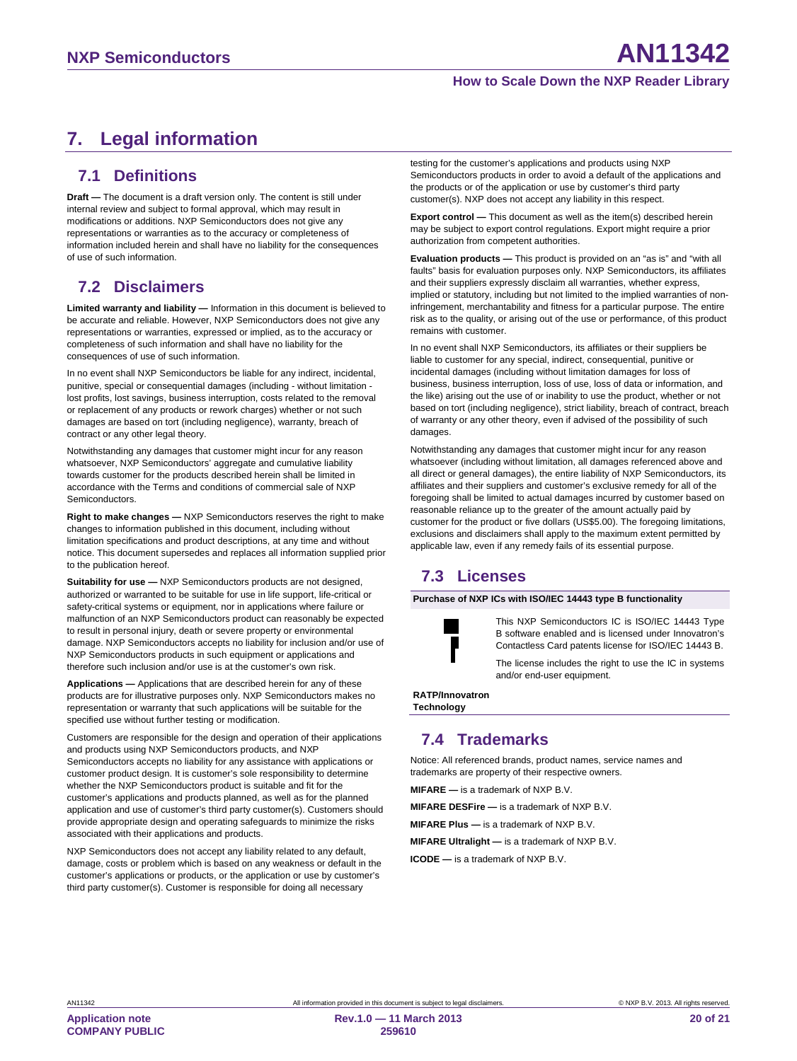# 7. Legal information

## 7.1 Definitions

**Draft —** The document is a draft version only. The content is still under internal review and subject to formal approval, which may result in modifications or additions. NXP Semiconductors does not give any representations or warranties as to the accuracy or completeness of information included herein and shall have no liability for the consequences of use of such information.

## 7.2 Disclaimers

**Limited warranty and liability —** Information in this document is believed to be accurate and reliable. However, NXP Semiconductors does not give any representations or warranties, expressed or implied, as to the accuracy or completeness of such information and shall have no liability for the consequences of use of such information.

In no event shall NXP Semiconductors be liable for any indirect, incidental, punitive, special or consequential damages (including - without limitation - lost profits, lost savings, business interruption, costs related to the removal or replacement of any products or rework charges) whether or not such damages are based on tort (including negligence), warranty, breach of contract or any other legal theory.

Notwithstanding any damages that customer might incur for any reason whatsoever, NXP Semiconductors' aggregate and cumulative liability towards customer for the products described herein shall be limited in accordance with the Terms and conditions of commercial sale of NXP Semiconductors.

**Right to make changes —** NXP Semiconductors reserves the right to make changes to information published in this document, including without limitation specifications and product descriptions, at any time and without notice. This document supersedes and replaces all information supplied prior to the publication hereof.

**Suitability for use —** NXP Semiconductors products are not designed, authorized or warranted to be suitable for use in life support, life-critical or safety-critical systems or equipment, nor in applications where failure or malfunction of an NXP Semiconductors product can reasonably be expected to result in personal injury, death or severe property or environmental damage. NXP Semiconductors accepts no liability for inclusion and/or use of NXP Semiconductors products in such equipment or applications and therefore such inclusion and/or use is at the customer's own risk.

**Applications —** Applications that are described herein for any of these products are for illustrative purposes only. NXP Semiconductors makes no representation or warranty that such applications will be suitable for the specified use without further testing or modification.

Customers are responsible for the design and operation of their applications and products using NXP Semiconductors products, and NXP Semiconductors accepts no liability for any assistance with applications or customer product design. It is customer's sole responsibility to determine whether the NXP Semiconductors product is suitable and fit for the customer's applications and products planned, as well as for the planned application and use of customer's third party customer(s). Customers should provide appropriate design and operating safeguards to minimize the risks associated with their applications and products.

NXP Semiconductors does not accept any liability related to any default, damage, costs or problem which is based on any weakness or default in the customer's applications or products, or the application or use by customer's third party customer(s). Customer is responsible for doing all necessary testing for the customer's applications and products using NXP Semiconductors products in order to avoid a default of the applications and the products or of the application or use by customer's third party customer(s). NXP does not accept any liability in this respect.

**Export control —** This document as well as the item(s) described herein may be subject to export control regulations. Export might require a prior authorization from competent authorities.

**Evaluation products —** This product is provided on an "as is" and "with all faults" basis for evaluation purposes only. NXP Semiconductors, its affiliates and their suppliers expressly disclaim all warranties, whether express, implied or statutory, including but not limited to the implied warranties of non-infringement, merchantability and fitness for a particular purpose. The entire risk as to the quality, or arising out of the use or performance, of this product remains with customer.

In no event shall NXP Semiconductors, its affiliates or their suppliers be liable to customer for any special, indirect, consequential, punitive or incidental damages (including without limitation damages for loss of business, business interruption, loss of use, loss of data or information, and the like) arising out the use of or inability to use the product, whether or not based on tort (including negligence), strict liability, breach of contract, breach of warranty or any other theory, even if advised of the possibility of such damages.

Notwithstanding any damages that customer might incur for any reason whatsoever (including without limitation, all damages referenced above and all direct or general damages), the entire liability of NXP Semiconductors, its affiliates and their suppliers and customer's exclusive remedy for all of the foregoing shall be limited to actual damages incurred by customer based on reasonable reliance up to the greater of the amount actually paid by customer for the product or five dollars (US$5.00). The foregoing limitations, exclusions and disclaimers shall apply to the maximum extent permitted by applicable law, even if any remedy fails of its essential purpose.

## 7.3 Licenses

**Purchase of NXP ICs with ISO/IEC 14443 type B functionality**

This NXP Semiconductors IC is ISO/IEC 14443 Type B software enabled and is licensed under Innovatron's Contactless Card patents license for ISO/IEC 14443 B.

The license includes the right to use the IC in systems and/or end-user equipment.

**RATP/Innovatron Technology**

## 7.4 Trademarks

Notice: All referenced brands, product names, service names and trademarks are property of their respective owners.

**MIFARE —** is a trademark of NXP B.V.

**MIFARE DESFire —** is a trademark of NXP B.V.

**MIFARE Plus —** is a trademark of NXP B.V.

**MIFARE Ultralight —** is a trademark of NXP B.V.

**ICODE —** is a trademark of NXP B.V.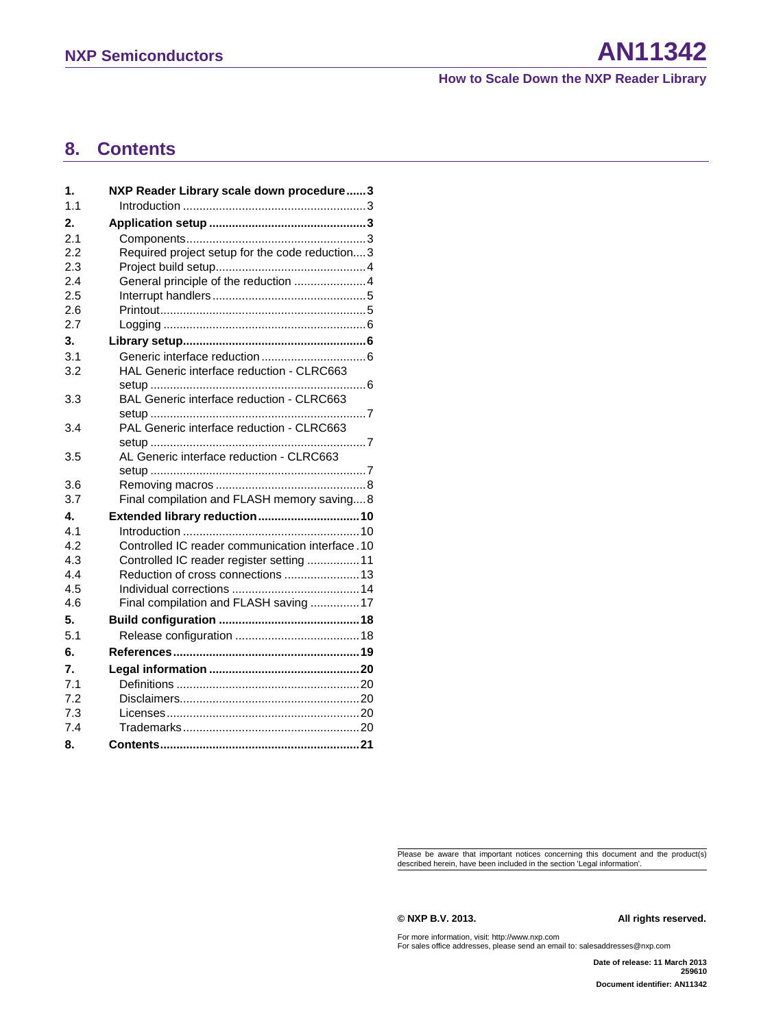## 8. Contents

| | | |
|---|---|---|
| **1.** | **NXP Reader Library scale down procedure** | **3** |
| 1.1 | Introduction | 3 |
| **2.** | **Application setup** | **3** |
| 2.1 | Components | 3 |
| 2.2 | Required project setup for the code reduction | 3 |
| 2.3 | Project build setup | 4 |
| 2.4 | General principle of the reduction | 4 |
| 2.5 | Interrupt handlers | 5 |
| 2.6 | Printout | 5 |
| 2.7 | Logging | 6 |
| **3.** | **Library setup** | **6** |
| 3.1 | Generic interface reduction | 6 |
| 3.2 | HAL Generic interface reduction - CLRC663 setup | 6 |
| 3.3 | BAL Generic interface reduction - CLRC663 setup | 7 |
| 3.4 | PAL Generic interface reduction - CLRC663 setup | 7 |
| 3.5 | AL Generic interface reduction - CLRC663 setup | 7 |
| 3.6 | Removing macros | 8 |
| 3.7 | Final compilation and FLASH memory saving | 8 |
| **4.** | **Extended library reduction** | **10** |
| 4.1 | Introduction | 10 |
| 4.2 | Controlled IC reader communication interface | 10 |
| 4.3 | Controlled IC reader register setting | 11 |
| 4.4 | Reduction of cross connections | 13 |
| 4.5 | Individual corrections | 14 |
| 4.6 | Final compilation and FLASH saving | 17 |
| **5.** | **Build configuration** | **18** |
| 5.1 | Release configuration | 18 |
| **6.** | **References** | **19** |
| **7.** | **Legal information** | **20** |
| 7.1 | Definitions | 20 |
| 7.2 | Disclaimers | 20 |
| 7.3 | Licenses | 20 |
| 7.4 | Trademarks | 20 |
| **8.** | **Contents** | **21** |

Please be aware that important notices concerning this document and the product(s) described herein, have been included in the section 'Legal information'.

**© NXP B.V. 2013. All rights reserved.**

For more information, visit: http://www.nxp.com
For sales office addresses, please send an email to: salesaddresses@nxp.com

**Date of release: 11 March 2013**
**259610**

**Document identifier: AN11342**